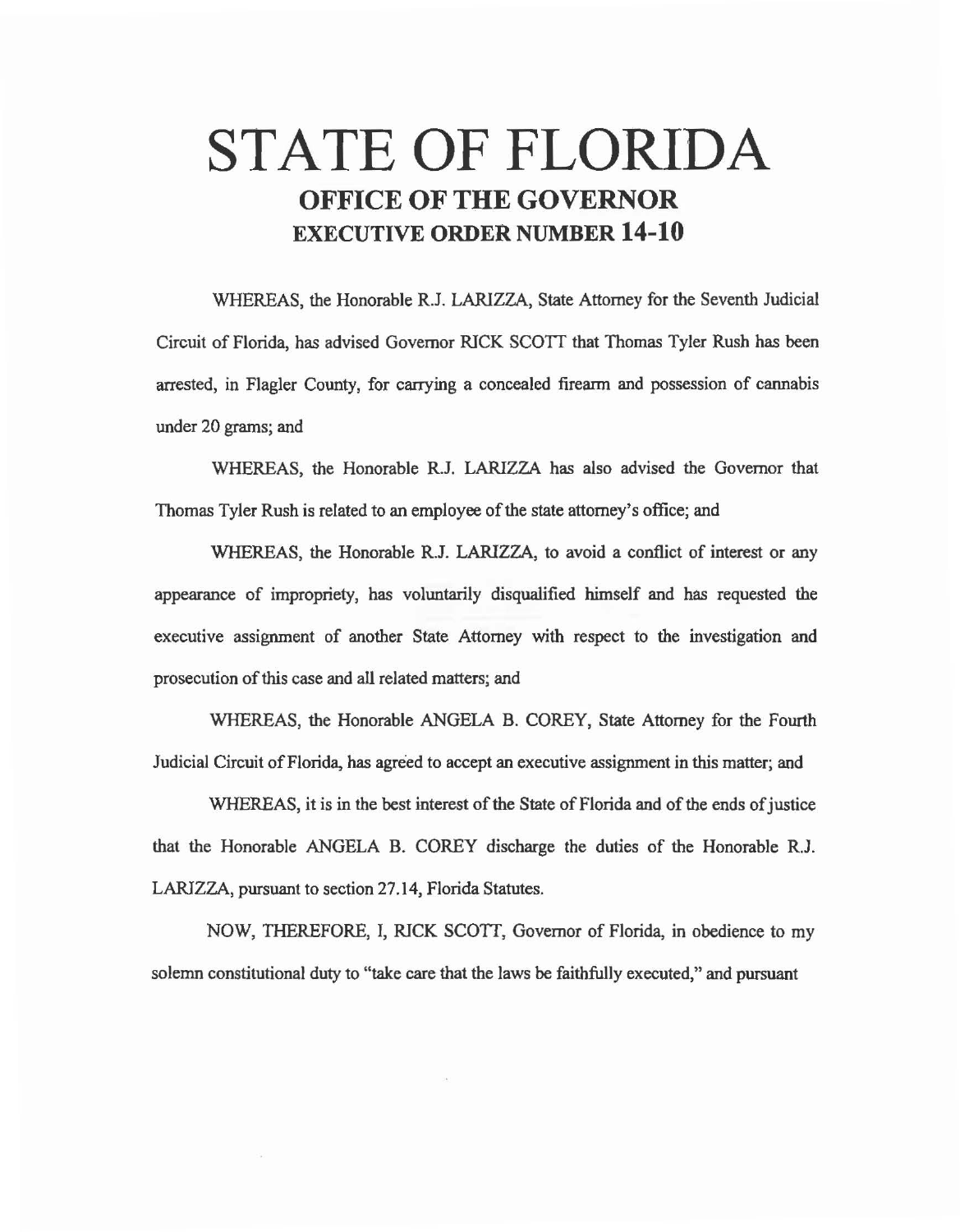# STATE OF FLORIDA

## OFFICE OF THE GOVERNOR

## EXECUTIVE ORDER NUMBER 14-10

WHEREAS, the Honorable R.J. LARIZZA, State Attorney for the Seventh Judicial Circuit of Florida, has advised Governor RICK SCOTT that Thomas Tyler Rush has been arrested, in Flagler County, for carrying a concealed firearm and possession of cannabis under 20 grams; and

WHEREAS, the Honorable R.J. LARIZZA has also advised the Governor that Thomas Tyler Rush is related to an employee of the state attorney's office; and

WHEREAS, the Honorable R.J. LARIZZA, to avoid a conflict of interest or any appearance of impropriety, has voluntarily disqualified himself and has requested the executive assignment of another State Attorney with respect to the investigation and prosecution of this case and all related matters; and

WHEREAS, the Honorable ANGELA B. COREY, State Attorney for the Fourth Judicial Circuit of Florida, has agreed to accept an executive assignment in this matter; and

WHEREAS, it is in the best interest of the State of Florida and of the ends of justice that the Honorable ANGELA B. COREY discharge the duties of the Honorable R.J. LARIZZA, pursuant to section 27.14, Florida Statutes.

NOW, THEREFORE, I, RICK SCOTT, Governor of Florida, in obedience to my solemn constitutional duty to "take care that the laws be faithfully executed," and pursuant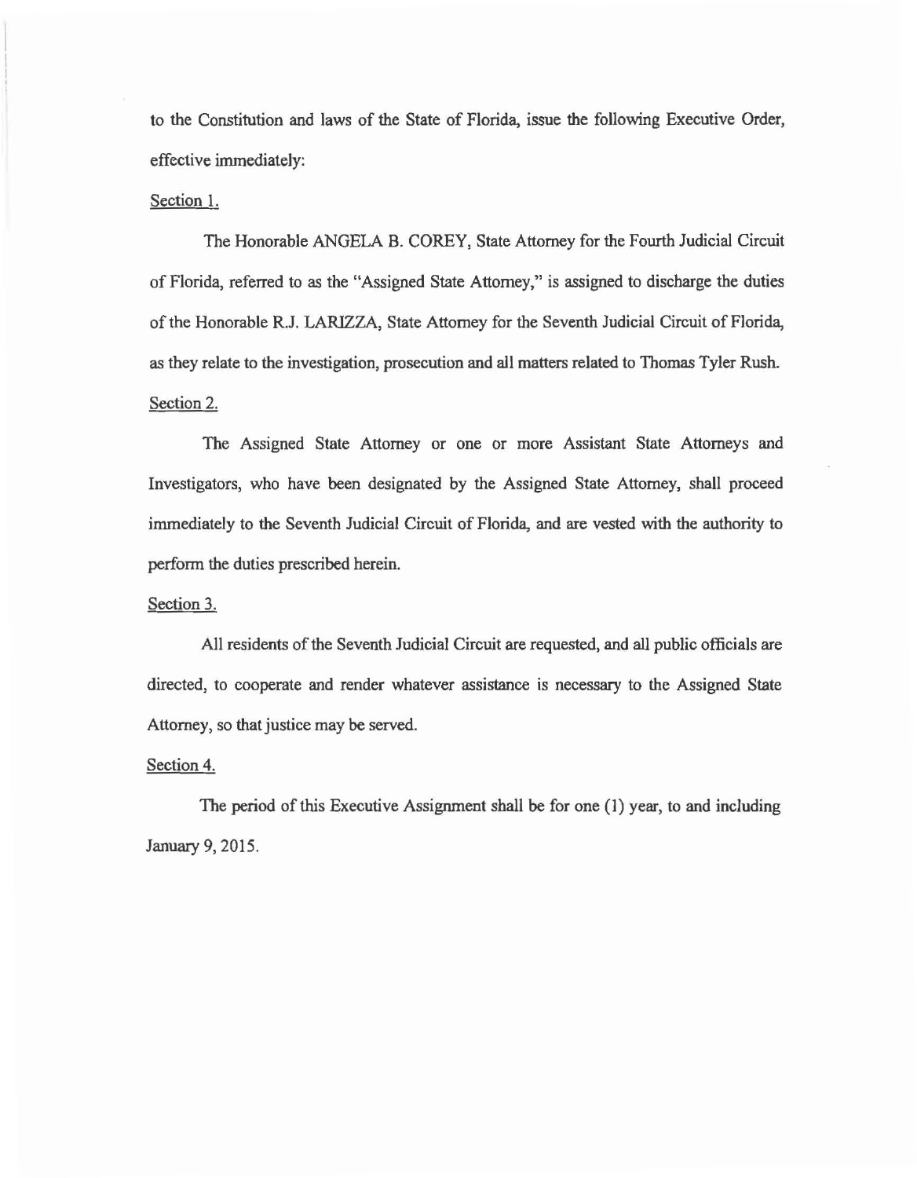to the Constitution and laws of the State of Florida, issue the following Executive Order, effective immediately:

Section 1.

The Honorable ANGELA B. COREY, State Attorney for the Fourth Judicial Circuit of Florida, referred to as the "Assigned State Attorney," is assigned to discharge the duties of the Honorable R.J. LARIZZA, State Attorney for the Seventh Judicial Circuit of Florida, as they relate to the investigation, prosecution and all matters related to Thomas Tyler Rush.

Section 2.

The Assigned State Attorney or one or more Assistant State Attorneys and Investigators, who have been designated by the Assigned State Attorney, shall proceed immediately to the Seventh Judicial Circuit of Florida, and are vested with the authority to perform the duties prescribed herein.

Section 3.

All residents of the Seventh Judicial Circuit are requested, and all public officials are directed, to cooperate and render whatever assistance is necessary to the Assigned State Attorney, so that justice may be served.

Section 4.

The period of this Executive Assignment shall be for one (1) year, to and including January 9, 2015.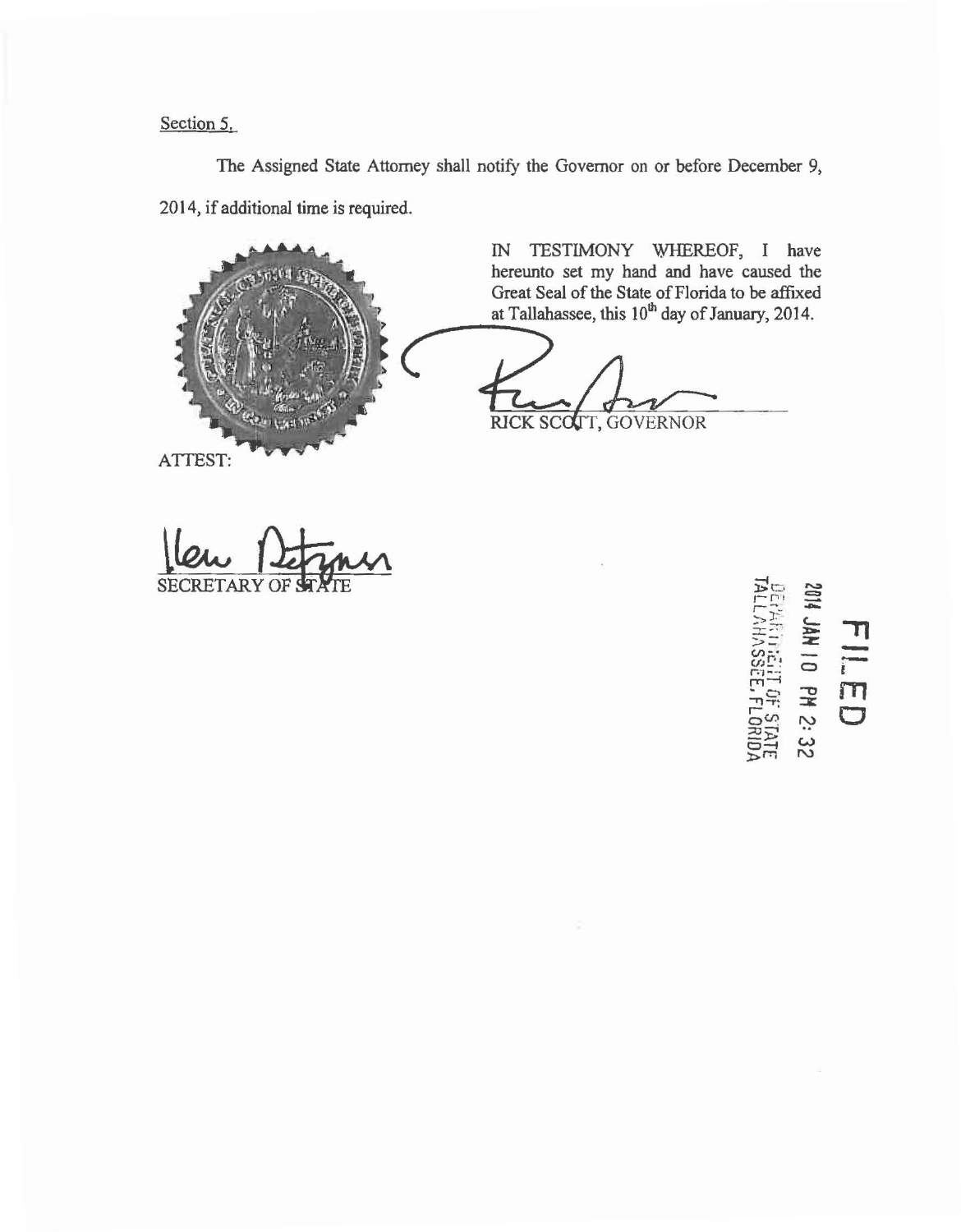Section 5.

The Assigned State Attorney shall notify the Governor on or before December 9, 2014, if additional time is required.

IN TESTIMONY WHEREOF, I have hereunto set my hand and have caused the Great Seal of the State of Florida to be affixed at Tallahassee, this 10th day of January, 2014.

RICK SCOTT, GOVERNOR

ATTEST:

SECRETARY OF STATE

FILED

2014 JAN 10 PM 2:32

DEPARTMENT OF STATE
TALLAHASSEE, FLORIDA